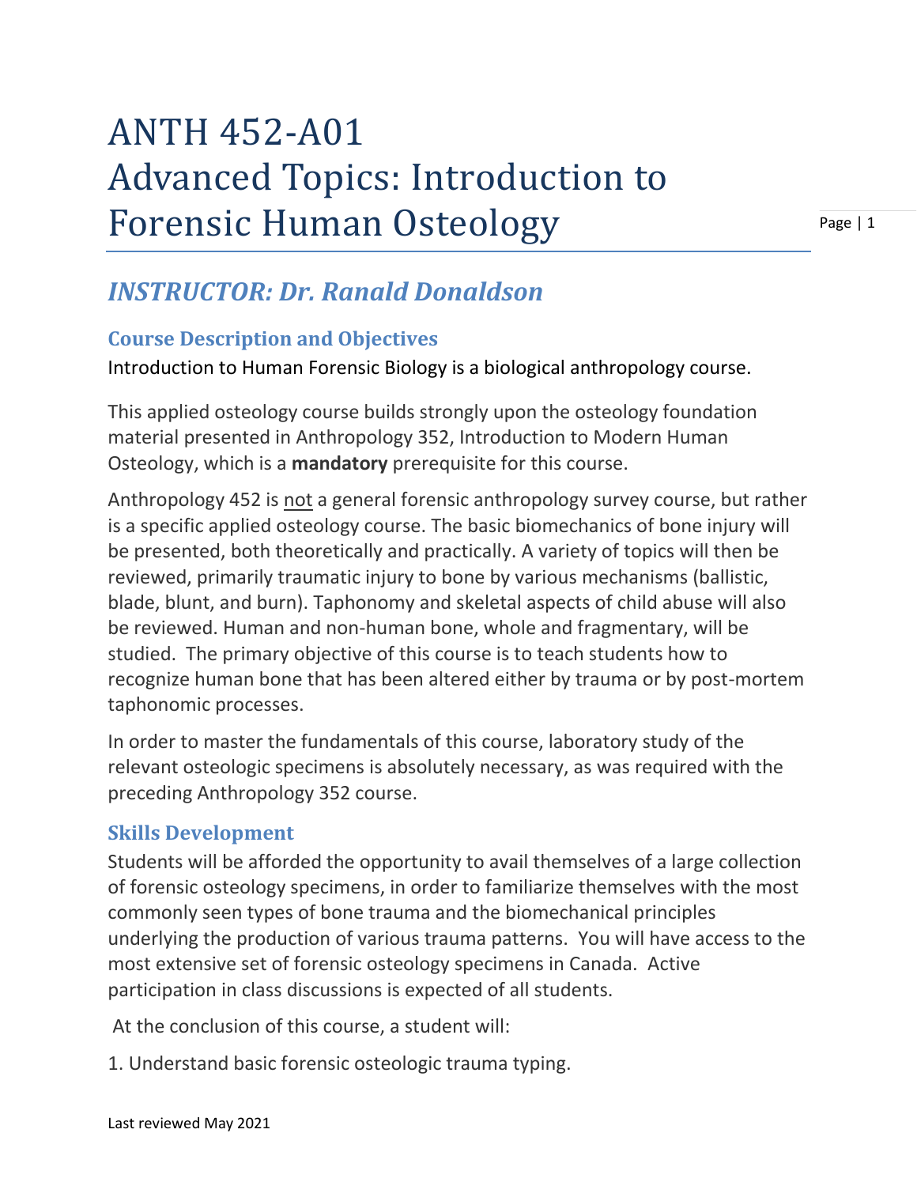# ANTH 452-A01 Advanced Topics: Introduction to Forensic Human Osteology

## *INSTRUCTOR: Dr. Ranald Donaldson*

### Course Description and Objectives

Introduction to Human Forensic Biology is a biological anthropology course.

This applied osteology course builds strongly upon the osteology foundation material presented in Anthropology 352, Introduction to Modern Human Osteology, which is a **mandatory** prerequisite for this course.

Anthropology 452 is <u>not</u> a general forensic anthropology survey course, but rather is a specific applied osteology course. The basic biomechanics of bone injury will be presented, both theoretically and practically. A variety of topics will then be reviewed, primarily traumatic injury to bone by various mechanisms (ballistic, blade, blunt, and burn). Taphonomy and skeletal aspects of child abuse will also be reviewed. Human and non-human bone, whole and fragmentary, will be studied. The primary objective of this course is to teach students how to recognize human bone that has been altered either by trauma or by post-mortem taphonomic processes.

In order to master the fundamentals of this course, laboratory study of the relevant osteologic specimens is absolutely necessary, as was required with the preceding Anthropology 352 course.

### Skills Development

Students will be afforded the opportunity to avail themselves of a large collection of forensic osteology specimens, in order to familiarize themselves with the most commonly seen types of bone trauma and the biomechanical principles underlying the production of various trauma patterns. You will have access to the most extensive set of forensic osteology specimens in Canada. Active participation in class discussions is expected of all students.

At the conclusion of this course, a student will:

1. Understand basic forensic osteologic trauma typing.

Last reviewed May 2021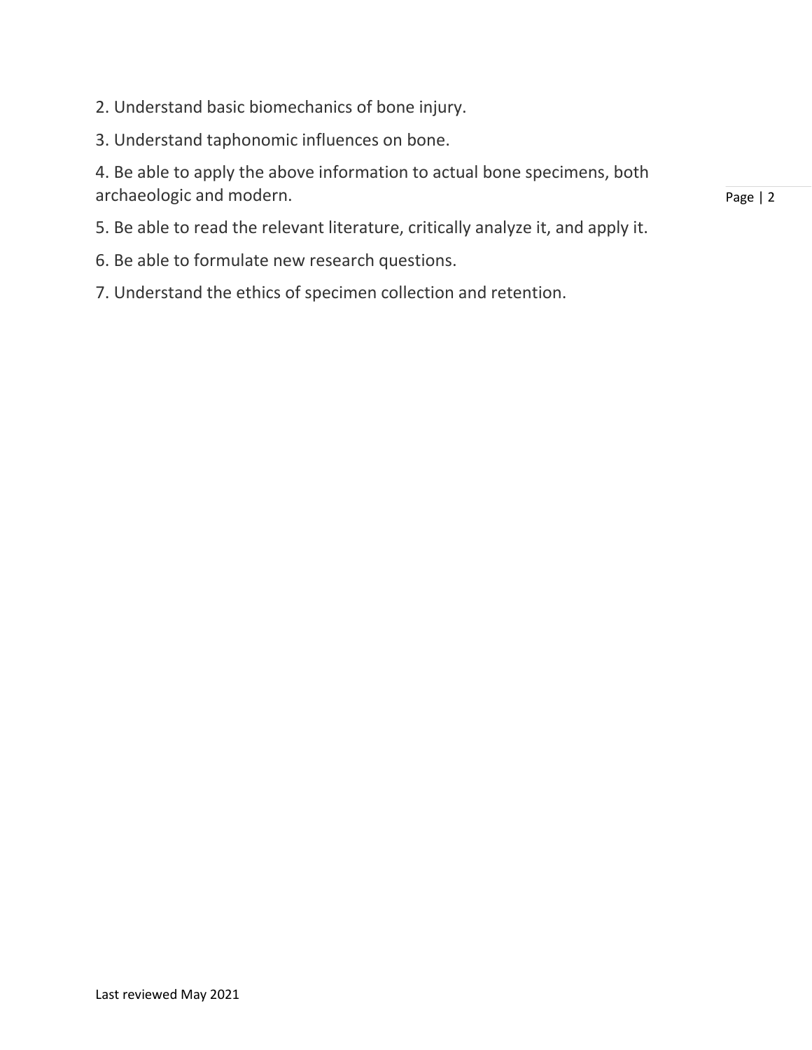2. Understand basic biomechanics of bone injury.

3. Understand taphonomic influences on bone.

4. Be able to apply the above information to actual bone specimens, both archaeologic and modern.

5. Be able to read the relevant literature, critically analyze it, and apply it.

6. Be able to formulate new research questions.

7. Understand the ethics of specimen collection and retention.